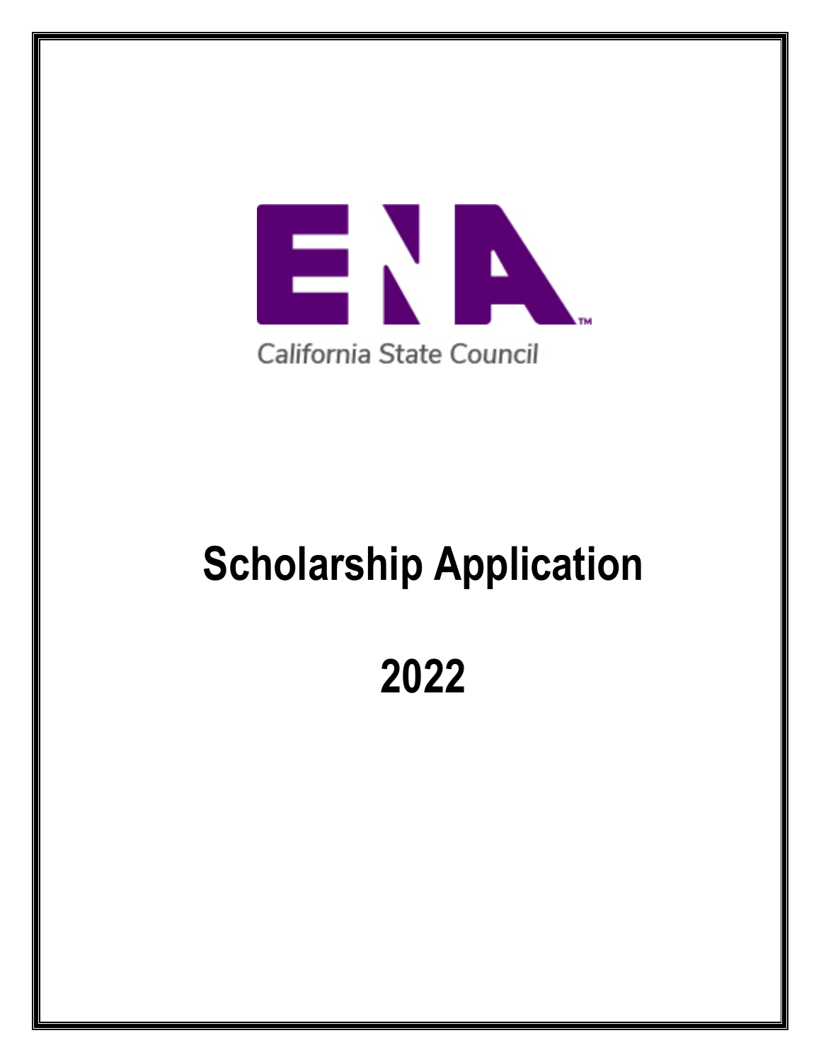ENA

California State Council

# Scholarship Application

# 2022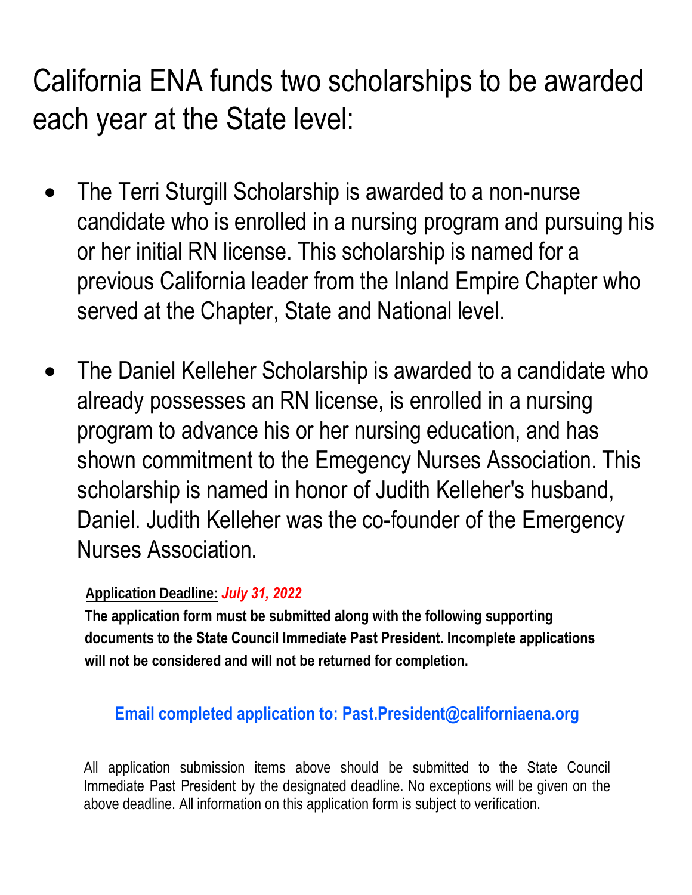# California ENA funds two scholarships to be awarded each year at the State level:

- The Terri Sturgill Scholarship is awarded to a non-nurse candidate who is enrolled in a nursing program and pursuing his or her initial RN license. This scholarship is named for a previous California leader from the Inland Empire Chapter who served at the Chapter, State and National level.

- The Daniel Kelleher Scholarship is awarded to a candidate who already possesses an RN license, is enrolled in a nursing program to advance his or her nursing education, and has shown commitment to the Emegency Nurses Association. This scholarship is named in honor of Judith Kelleher's husband, Daniel. Judith Kelleher was the co-founder of the Emergency Nurses Association.

**Application Deadline:** ***July 31, 2022***

**The application form must be submitted along with the following supporting documents to the State Council Immediate Past President. Incomplete applications will not be considered and will not be returned for completion.**

**Email completed application to: Past.President@californiaena.org**

All application submission items above should be submitted to the State Council Immediate Past President by the designated deadline. No exceptions will be given on the above deadline. All information on this application form is subject to verification.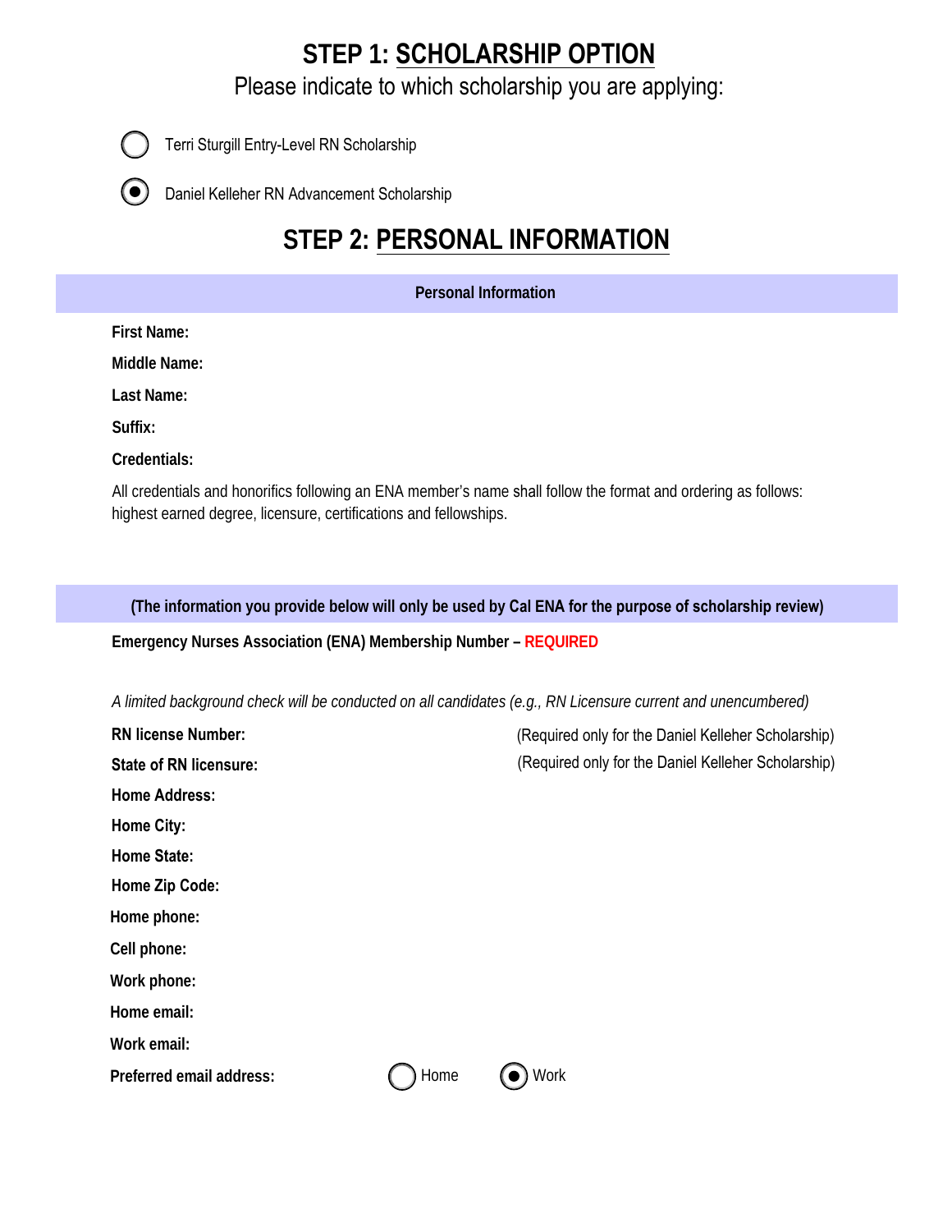# STEP 1: SCHOLARSHIP OPTION

Please indicate to which scholarship you are applying:

- ○ Terri Sturgill Entry-Level RN Scholarship
- ◉ Daniel Kelleher RN Advancement Scholarship

# STEP 2: PERSONAL INFORMATION

**Personal Information**

**First Name:**

**Middle Name:**

**Last Name:**

**Suffix:**

**Credentials:**

All credentials and honorifics following an ENA member's name shall follow the format and ordering as follows: highest earned degree, licensure, certifications and fellowships.

**(The information you provide below will only be used by Cal ENA for the purpose of scholarship review)**

**Emergency Nurses Association (ENA) Membership Number – REQUIRED**

*A limited background check will be conducted on all candidates (e.g., RN Licensure current and unencumbered)*

**RN license Number:** (Required only for the Daniel Kelleher Scholarship)

**State of RN licensure:** (Required only for the Daniel Kelleher Scholarship)

**Home Address:**

**Home City:**

**Home State:**

**Home Zip Code:**

**Home phone:**

**Cell phone:**

**Work phone:**

**Home email:**

**Work email:**

**Preferred email address:** ○ Home ◉ Work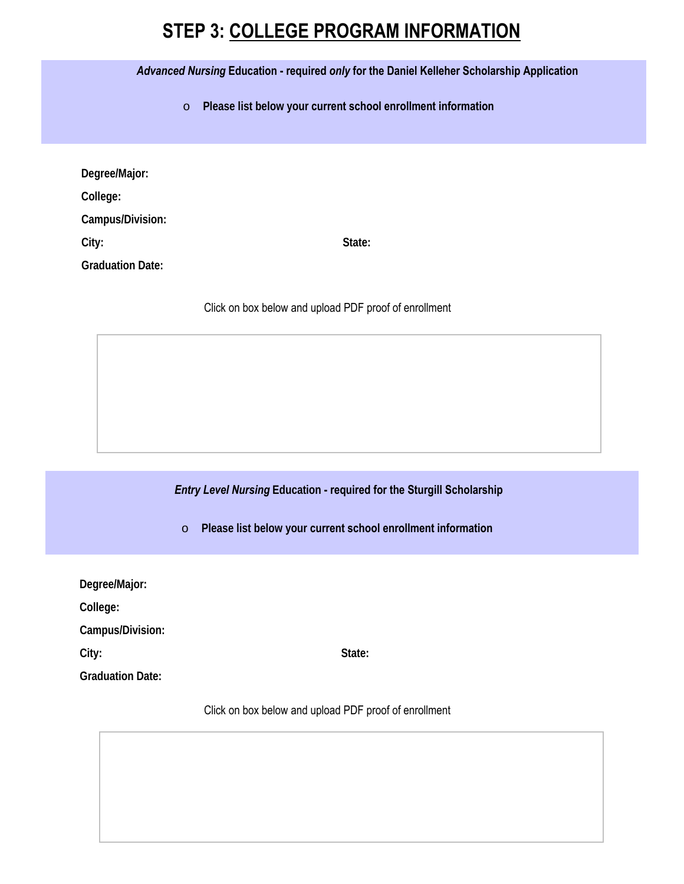# STEP 3: COLLEGE PROGRAM INFORMATION

***Advanced Nursing* Education - required *only* for the Daniel Kelleher Scholarship Application**

- **Please list below your current school enrollment information**

**Degree/Major:**

**College:**

**Campus/Division:**

**City:** **State:**

**Graduation Date:**

Click on box below and upload PDF proof of enrollment

***Entry Level Nursing* Education - required for the Sturgill Scholarship**

- **Please list below your current school enrollment information**

**Degree/Major:**

**College:**

**Campus/Division:**

**City:** **State:**

**Graduation Date:**

Click on box below and upload PDF proof of enrollment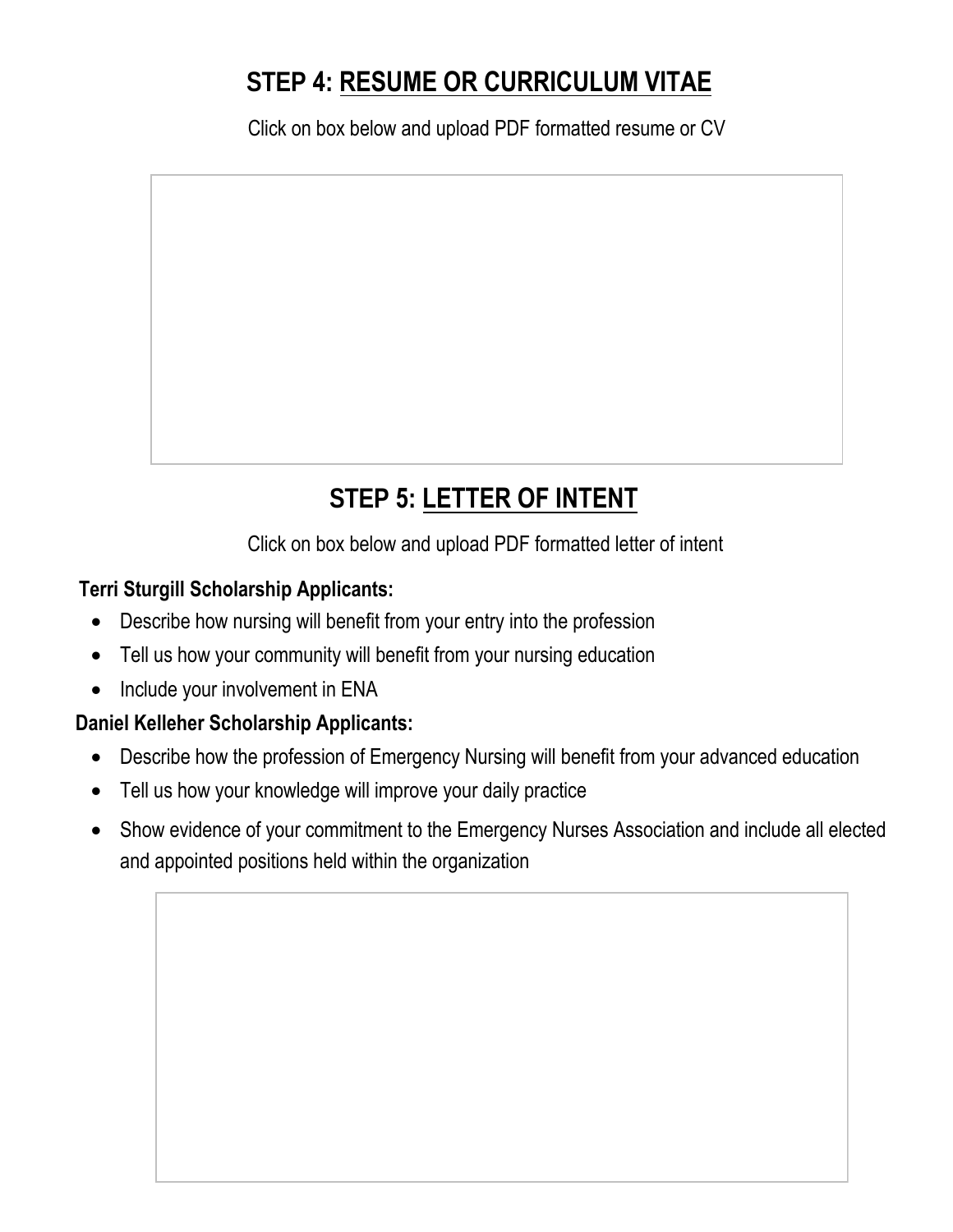## STEP 4: RESUME OR CURRICULUM VITAE

Click on box below and upload PDF formatted resume or CV

## STEP 5: LETTER OF INTENT

Click on box below and upload PDF formatted letter of intent

**Terri Sturgill Scholarship Applicants:**

- Describe how nursing will benefit from your entry into the profession
- Tell us how your community will benefit from your nursing education
- Include your involvement in ENA

**Daniel Kelleher Scholarship Applicants:**

- Describe how the profession of Emergency Nursing will benefit from your advanced education
- Tell us how your knowledge will improve your daily practice
- Show evidence of your commitment to the Emergency Nurses Association and include all elected and appointed positions held within the organization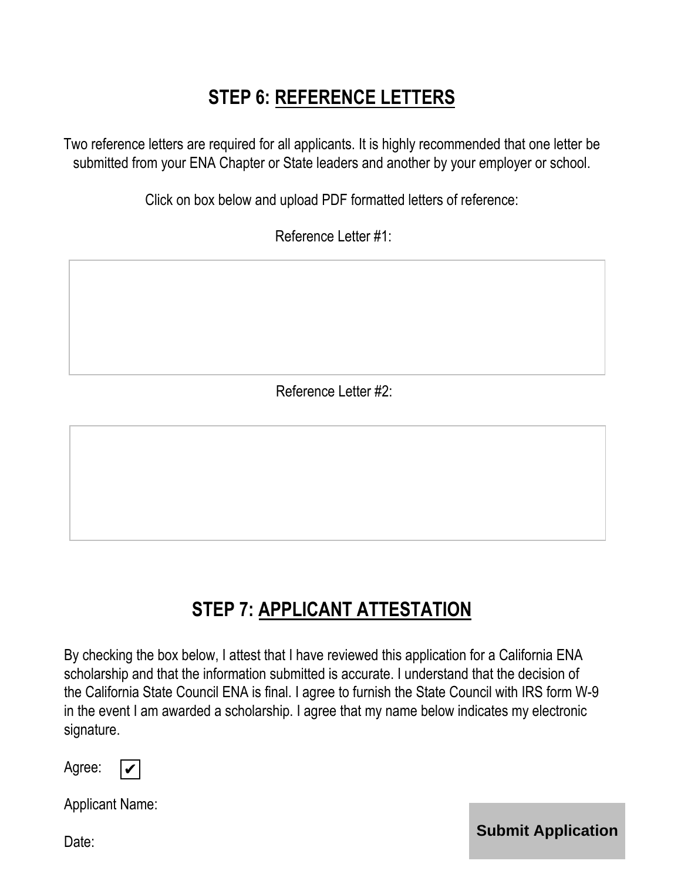## STEP 6: REFERENCE LETTERS

Two reference letters are required for all applicants. It is highly recommended that one letter be submitted from your ENA Chapter or State leaders and another by your employer or school.

Click on box below and upload PDF formatted letters of reference:

Reference Letter #1:

Reference Letter #2:

## STEP 7: APPLICANT ATTESTATION

By checking the box below, I attest that I have reviewed this application for a California ENA scholarship and that the information submitted is accurate. I understand that the decision of the California State Council ENA is final. I agree to furnish the State Council with IRS form W-9 in the event I am awarded a scholarship. I agree that my name below indicates my electronic signature.

Agree: ✔

Applicant Name:

Date:

**Submit Application**